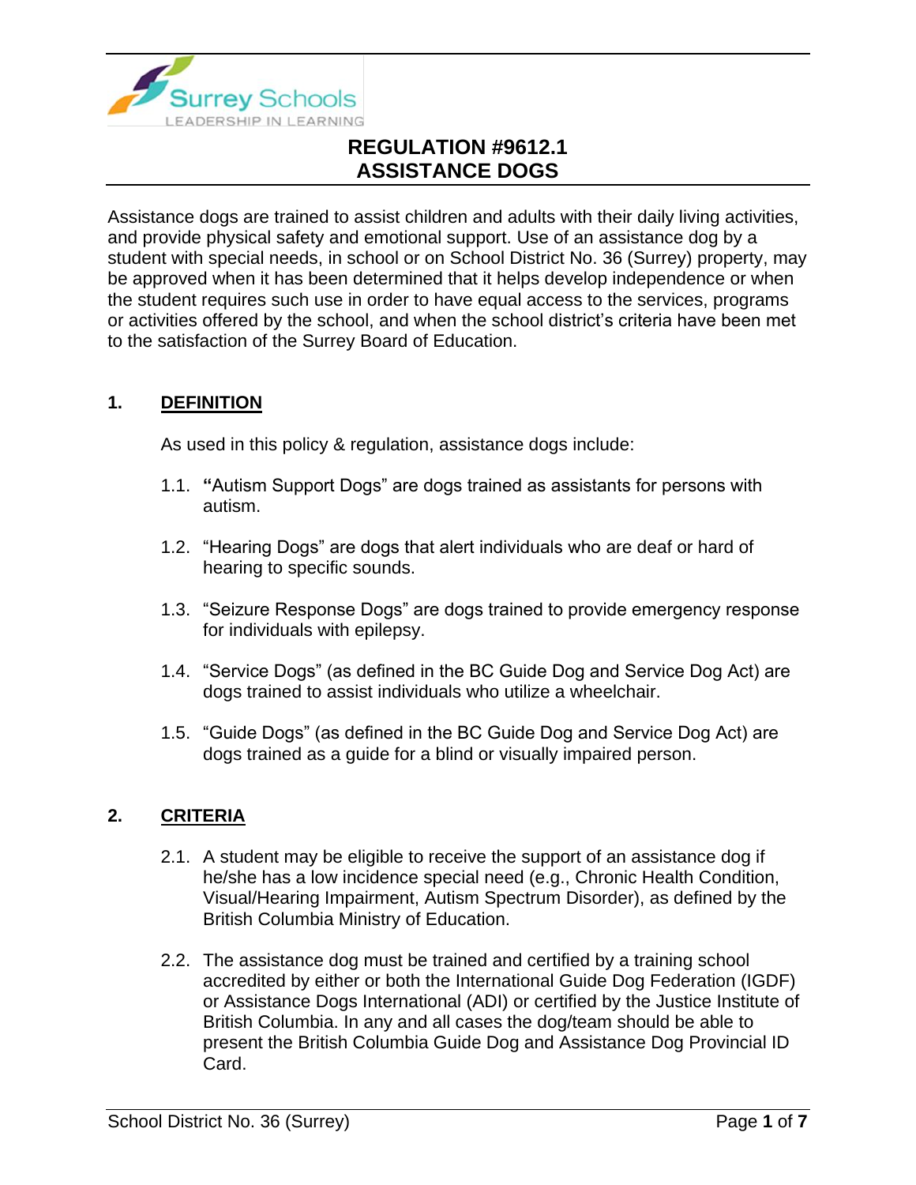# REGULATION #9612.1
# ASSISTANCE DOGS

Assistance dogs are trained to assist children and adults with their daily living activities, and provide physical safety and emotional support. Use of an assistance dog by a student with special needs, in school or on School District No. 36 (Surrey) property, may be approved when it has been determined that it helps develop independence or when the student requires such use in order to have equal access to the services, programs or activities offered by the school, and when the school district's criteria have been met to the satisfaction of the Surrey Board of Education.

## 1. DEFINITION

As used in this policy & regulation, assistance dogs include:

1.1. "Autism Support Dogs" are dogs trained as assistants for persons with autism.

1.2. "Hearing Dogs" are dogs that alert individuals who are deaf or hard of hearing to specific sounds.

1.3. "Seizure Response Dogs" are dogs trained to provide emergency response for individuals with epilepsy.

1.4. "Service Dogs" (as defined in the BC Guide Dog and Service Dog Act) are dogs trained to assist individuals who utilize a wheelchair.

1.5. "Guide Dogs" (as defined in the BC Guide Dog and Service Dog Act) are dogs trained as a guide for a blind or visually impaired person.

## 2. CRITERIA

2.1. A student may be eligible to receive the support of an assistance dog if he/she has a low incidence special need (e.g., Chronic Health Condition, Visual/Hearing Impairment, Autism Spectrum Disorder), as defined by the British Columbia Ministry of Education.

2.2. The assistance dog must be trained and certified by a training school accredited by either or both the International Guide Dog Federation (IGDF) or Assistance Dogs International (ADI) or certified by the Justice Institute of British Columbia. In any and all cases the dog/team should be able to present the British Columbia Guide Dog and Assistance Dog Provincial ID Card.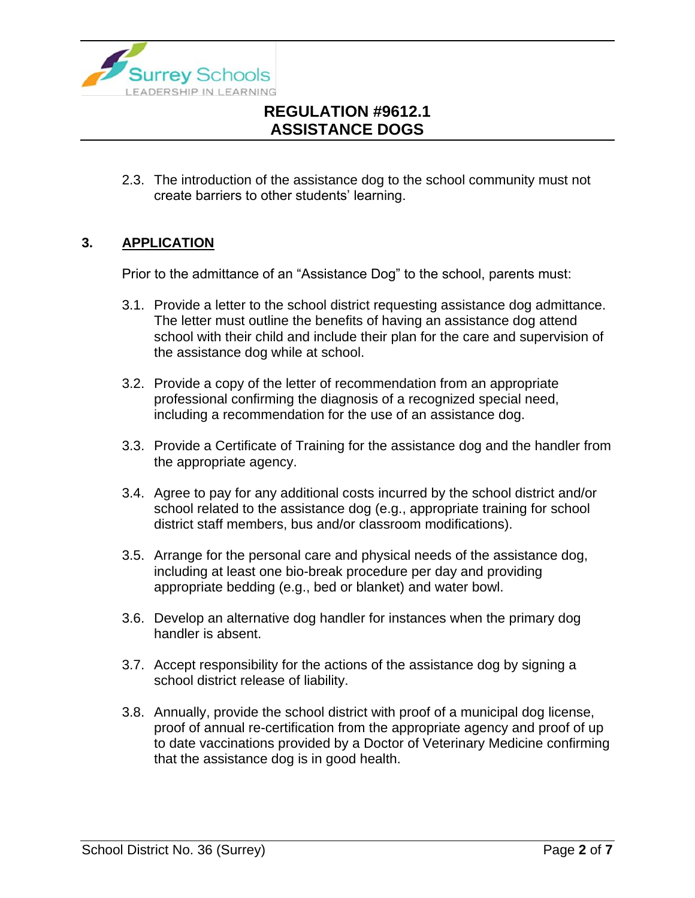2.3. The introduction of the assistance dog to the school community must not create barriers to other students' learning.

## 3. APPLICATION

Prior to the admittance of an "Assistance Dog" to the school, parents must:

3.1. Provide a letter to the school district requesting assistance dog admittance. The letter must outline the benefits of having an assistance dog attend school with their child and include their plan for the care and supervision of the assistance dog while at school.

3.2. Provide a copy of the letter of recommendation from an appropriate professional confirming the diagnosis of a recognized special need, including a recommendation for the use of an assistance dog.

3.3. Provide a Certificate of Training for the assistance dog and the handler from the appropriate agency.

3.4. Agree to pay for any additional costs incurred by the school district and/or school related to the assistance dog (e.g., appropriate training for school district staff members, bus and/or classroom modifications).

3.5. Arrange for the personal care and physical needs of the assistance dog, including at least one bio-break procedure per day and providing appropriate bedding (e.g., bed or blanket) and water bowl.

3.6. Develop an alternative dog handler for instances when the primary dog handler is absent.

3.7. Accept responsibility for the actions of the assistance dog by signing a school district release of liability.

3.8. Annually, provide the school district with proof of a municipal dog license, proof of annual re-certification from the appropriate agency and proof of up to date vaccinations provided by a Doctor of Veterinary Medicine confirming that the assistance dog is in good health.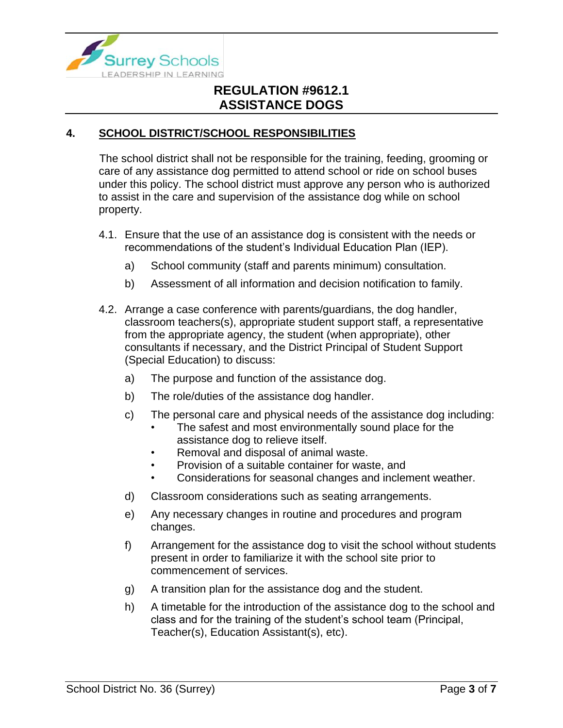## 4. SCHOOL DISTRICT/SCHOOL RESPONSIBILITIES

The school district shall not be responsible for the training, feeding, grooming or care of any assistance dog permitted to attend school or ride on school buses under this policy. The school district must approve any person who is authorized to assist in the care and supervision of the assistance dog while on school property.

4.1. Ensure that the use of an assistance dog is consistent with the needs or recommendations of the student's Individual Education Plan (IEP).

   a) School community (staff and parents minimum) consultation.

   b) Assessment of all information and decision notification to family.

4.2. Arrange a case conference with parents/guardians, the dog handler, classroom teachers(s), appropriate student support staff, a representative from the appropriate agency, the student (when appropriate), other consultants if necessary, and the District Principal of Student Support (Special Education) to discuss:

   a) The purpose and function of the assistance dog.

   b) The role/duties of the assistance dog handler.

   c) The personal care and physical needs of the assistance dog including:
      - The safest and most environmentally sound place for the assistance dog to relieve itself.
      - Removal and disposal of animal waste.
      - Provision of a suitable container for waste, and
      - Considerations for seasonal changes and inclement weather.

   d) Classroom considerations such as seating arrangements.

   e) Any necessary changes in routine and procedures and program changes.

   f) Arrangement for the assistance dog to visit the school without students present in order to familiarize it with the school site prior to commencement of services.

   g) A transition plan for the assistance dog and the student.

   h) A timetable for the introduction of the assistance dog to the school and class and for the training of the student's school team (Principal, Teacher(s), Education Assistant(s), etc).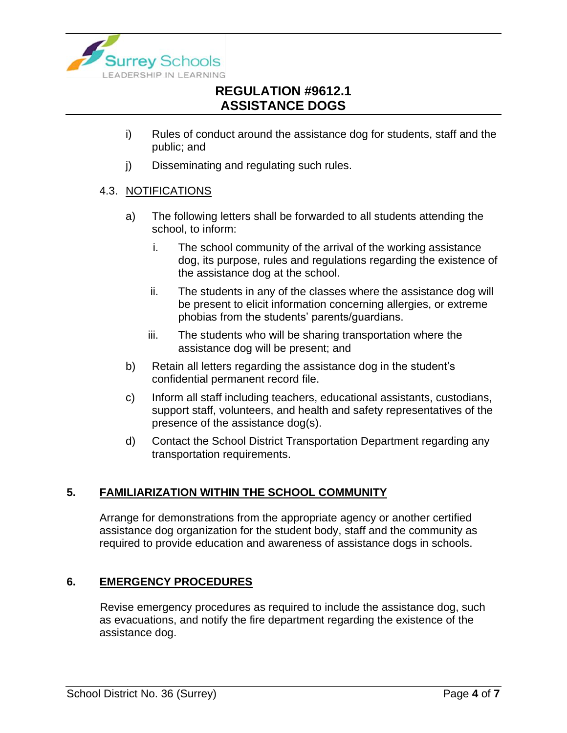i) Rules of conduct around the assistance dog for students, staff and the public; and

j) Disseminating and regulating such rules.

4.3. NOTIFICATIONS

a) The following letters shall be forwarded to all students attending the school, to inform:

   i. The school community of the arrival of the working assistance dog, its purpose, rules and regulations regarding the existence of the assistance dog at the school.

   ii. The students in any of the classes where the assistance dog will be present to elicit information concerning allergies, or extreme phobias from the students' parents/guardians.

   iii. The students who will be sharing transportation where the assistance dog will be present; and

b) Retain all letters regarding the assistance dog in the student's confidential permanent record file.

c) Inform all staff including teachers, educational assistants, custodians, support staff, volunteers, and health and safety representatives of the presence of the assistance dog(s).

d) Contact the School District Transportation Department regarding any transportation requirements.

## 5. FAMILIARIZATION WITHIN THE SCHOOL COMMUNITY

Arrange for demonstrations from the appropriate agency or another certified assistance dog organization for the student body, staff and the community as required to provide education and awareness of assistance dogs in schools.

## 6. EMERGENCY PROCEDURES

Revise emergency procedures as required to include the assistance dog, such as evacuations, and notify the fire department regarding the existence of the assistance dog.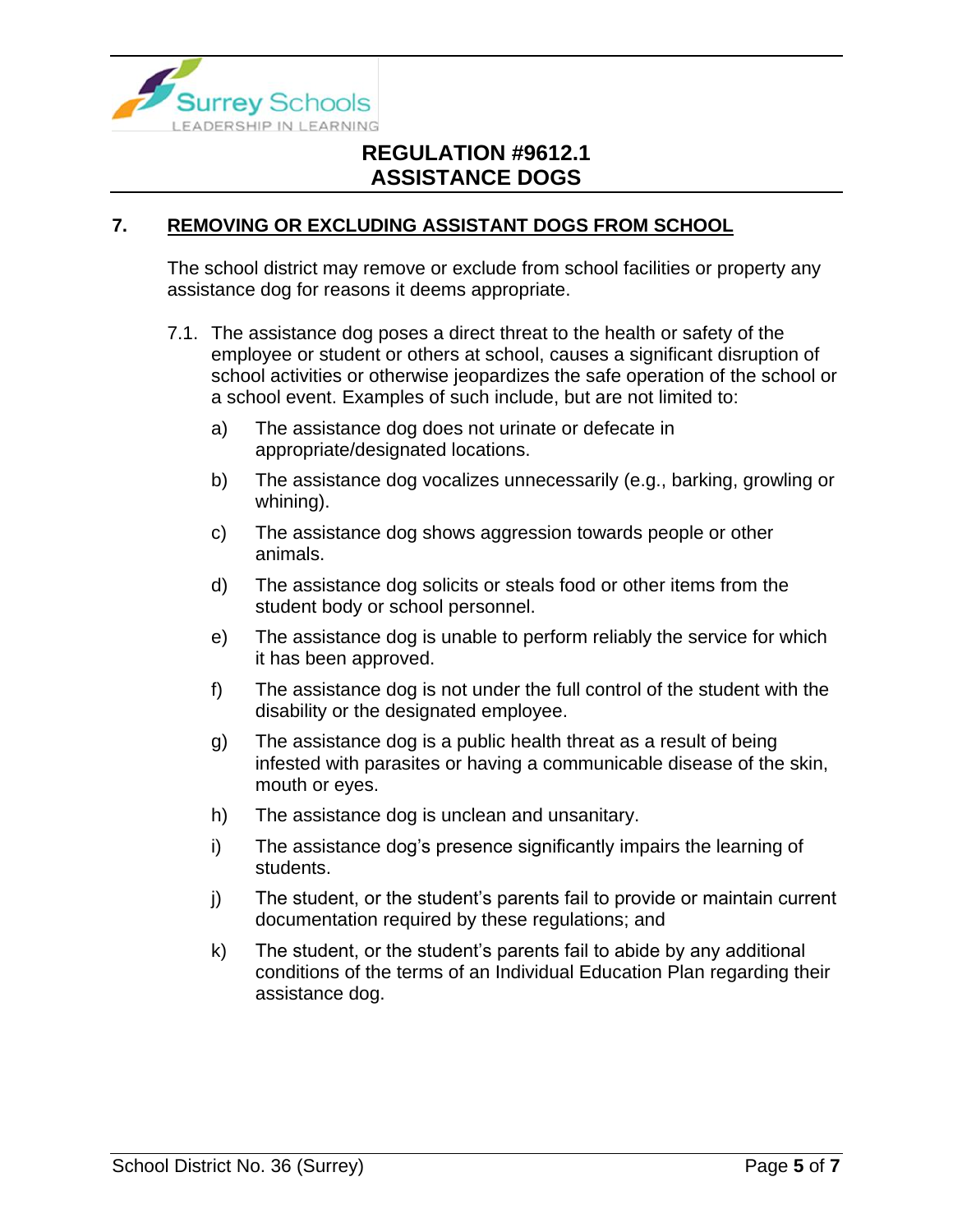## 7. REMOVING OR EXCLUDING ASSISTANT DOGS FROM SCHOOL

The school district may remove or exclude from school facilities or property any assistance dog for reasons it deems appropriate.

7.1. The assistance dog poses a direct threat to the health or safety of the employee or student or others at school, causes a significant disruption of school activities or otherwise jeopardizes the safe operation of the school or a school event. Examples of such include, but are not limited to:

a) The assistance dog does not urinate or defecate in appropriate/designated locations.

b) The assistance dog vocalizes unnecessarily (e.g., barking, growling or whining).

c) The assistance dog shows aggression towards people or other animals.

d) The assistance dog solicits or steals food or other items from the student body or school personnel.

e) The assistance dog is unable to perform reliably the service for which it has been approved.

f) The assistance dog is not under the full control of the student with the disability or the designated employee.

g) The assistance dog is a public health threat as a result of being infested with parasites or having a communicable disease of the skin, mouth or eyes.

h) The assistance dog is unclean and unsanitary.

i) The assistance dog's presence significantly impairs the learning of students.

j) The student, or the student's parents fail to provide or maintain current documentation required by these regulations; and

k) The student, or the student's parents fail to abide by any additional conditions of the terms of an Individual Education Plan regarding their assistance dog.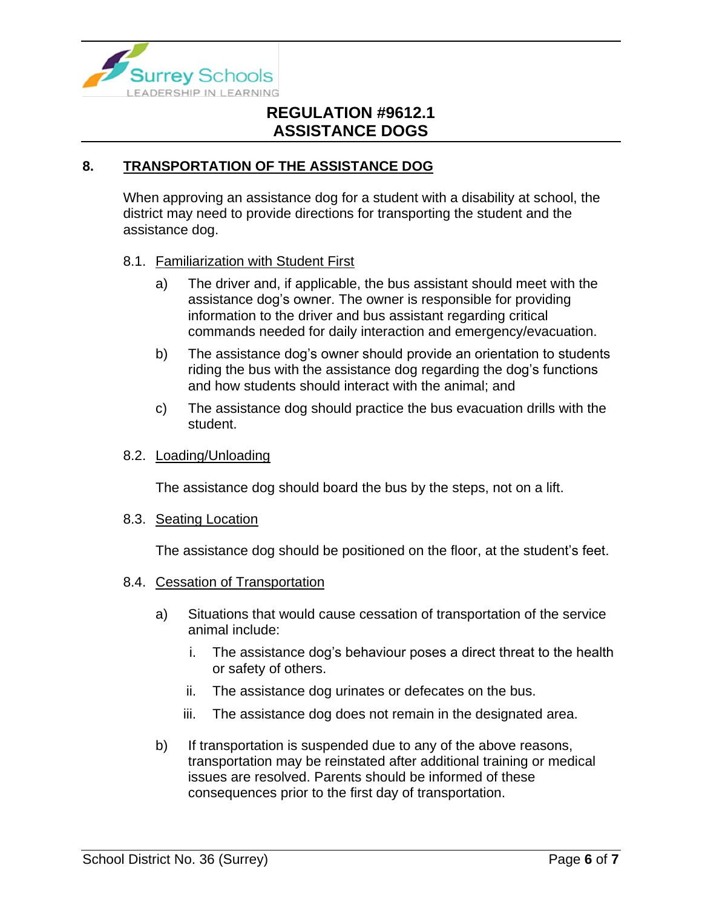## 8. TRANSPORTATION OF THE ASSISTANCE DOG

When approving an assistance dog for a student with a disability at school, the district may need to provide directions for transporting the student and the assistance dog.

### 8.1. Familiarization with Student First

a) The driver and, if applicable, the bus assistant should meet with the assistance dog's owner. The owner is responsible for providing information to the driver and bus assistant regarding critical commands needed for daily interaction and emergency/evacuation.

b) The assistance dog's owner should provide an orientation to students riding the bus with the assistance dog regarding the dog's functions and how students should interact with the animal; and

c) The assistance dog should practice the bus evacuation drills with the student.

### 8.2. Loading/Unloading

The assistance dog should board the bus by the steps, not on a lift.

### 8.3. Seating Location

The assistance dog should be positioned on the floor, at the student's feet.

### 8.4. Cessation of Transportation

a) Situations that would cause cessation of transportation of the service animal include:

   i. The assistance dog's behaviour poses a direct threat to the health or safety of others.

   ii. The assistance dog urinates or defecates on the bus.

   iii. The assistance dog does not remain in the designated area.

b) If transportation is suspended due to any of the above reasons, transportation may be reinstated after additional training or medical issues are resolved. Parents should be informed of these consequences prior to the first day of transportation.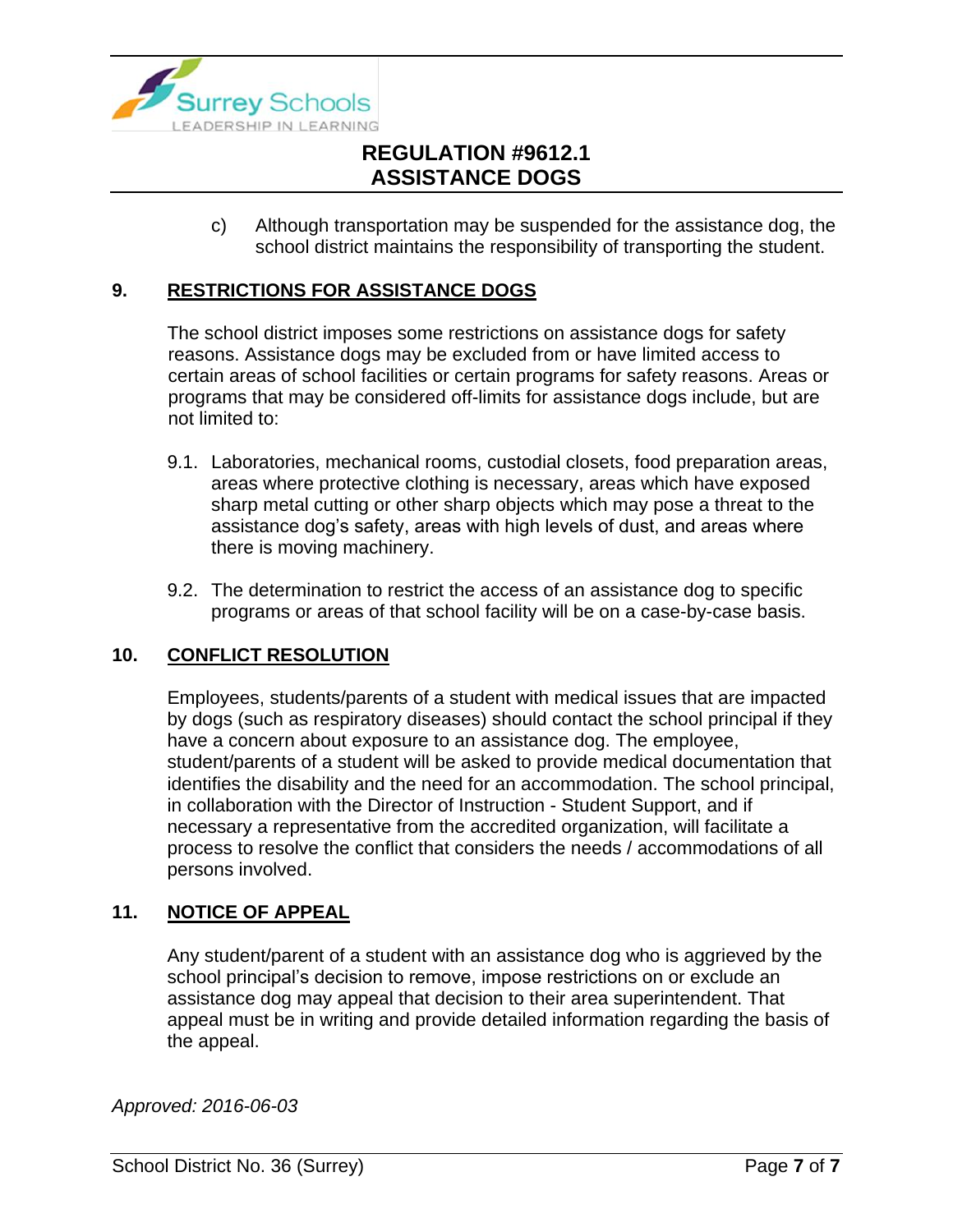c) Although transportation may be suspended for the assistance dog, the school district maintains the responsibility of transporting the student.

## 9. RESTRICTIONS FOR ASSISTANCE DOGS

The school district imposes some restrictions on assistance dogs for safety reasons. Assistance dogs may be excluded from or have limited access to certain areas of school facilities or certain programs for safety reasons. Areas or programs that may be considered off-limits for assistance dogs include, but are not limited to:

9.1. Laboratories, mechanical rooms, custodial closets, food preparation areas, areas where protective clothing is necessary, areas which have exposed sharp metal cutting or other sharp objects which may pose a threat to the assistance dog's safety, areas with high levels of dust, and areas where there is moving machinery.

9.2. The determination to restrict the access of an assistance dog to specific programs or areas of that school facility will be on a case-by-case basis.

## 10. CONFLICT RESOLUTION

Employees, students/parents of a student with medical issues that are impacted by dogs (such as respiratory diseases) should contact the school principal if they have a concern about exposure to an assistance dog. The employee, student/parents of a student will be asked to provide medical documentation that identifies the disability and the need for an accommodation. The school principal, in collaboration with the Director of Instruction - Student Support, and if necessary a representative from the accredited organization, will facilitate a process to resolve the conflict that considers the needs / accommodations of all persons involved.

## 11. NOTICE OF APPEAL

Any student/parent of a student with an assistance dog who is aggrieved by the school principal's decision to remove, impose restrictions on or exclude an assistance dog may appeal that decision to their area superintendent. That appeal must be in writing and provide detailed information regarding the basis of the appeal.

*Approved: 2016-06-03*